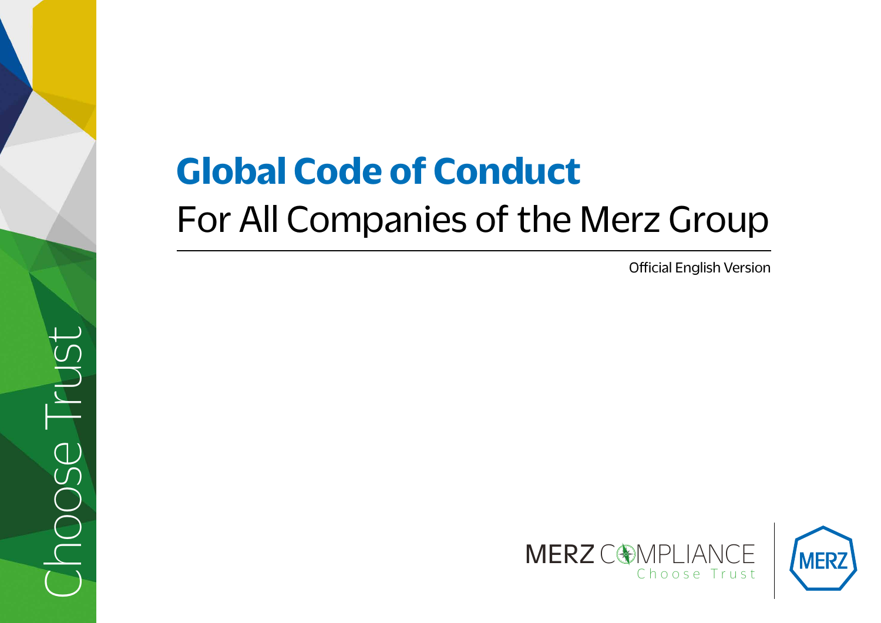# Global Code of Conduct

## For All Companies of the Merz Group

Official English Version

Choose Trust

MERZ COMPLIANCE
Choose Trust

MERZ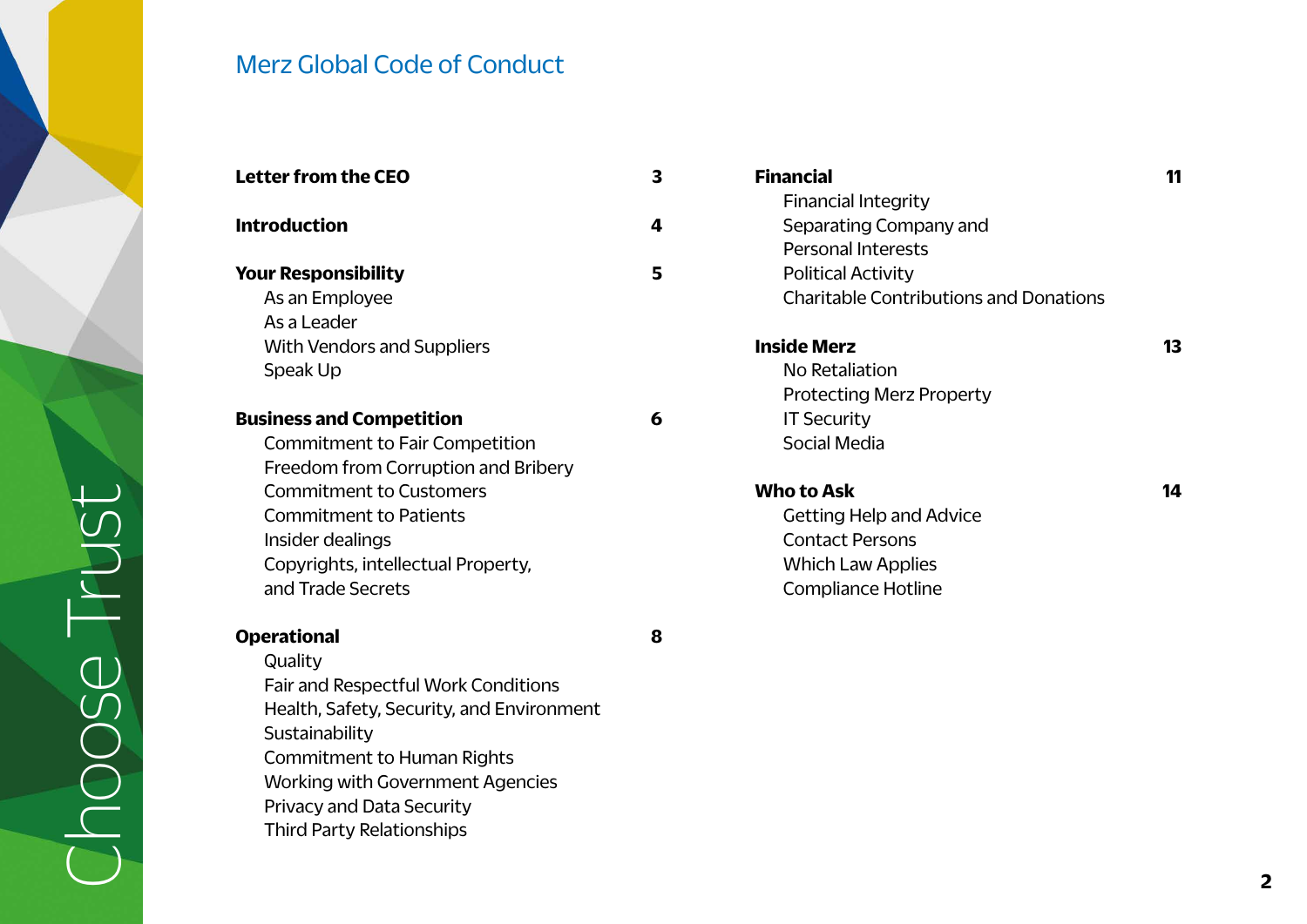# Merz Global Code of Conduct

**Letter from the CEO** 3

**Introduction** 4

**Your Responsibility** 5
- As an Employee
- As a Leader
- With Vendors and Suppliers
- Speak Up

**Business and Competition** 6
- Commitment to Fair Competition
- Freedom from Corruption and Bribery
- Commitment to Customers
- Commitment to Patients
- Insider dealings
- Copyrights, intellectual Property, and Trade Secrets

**Operational** 8
- Quality
- Fair and Respectful Work Conditions
- Health, Safety, Security, and Environment
- Sustainability
- Commitment to Human Rights
- Working with Government Agencies
- Privacy and Data Security
- Third Party Relationships

**Financial** 11
- Financial Integrity
- Separating Company and Personal Interests
- Political Activity
- Charitable Contributions and Donations

**Inside Merz** 13
- No Retaliation
- Protecting Merz Property
- IT Security
- Social Media

**Who to Ask** 14
- Getting Help and Advice
- Contact Persons
- Which Law Applies
- Compliance Hotline

Choose Trust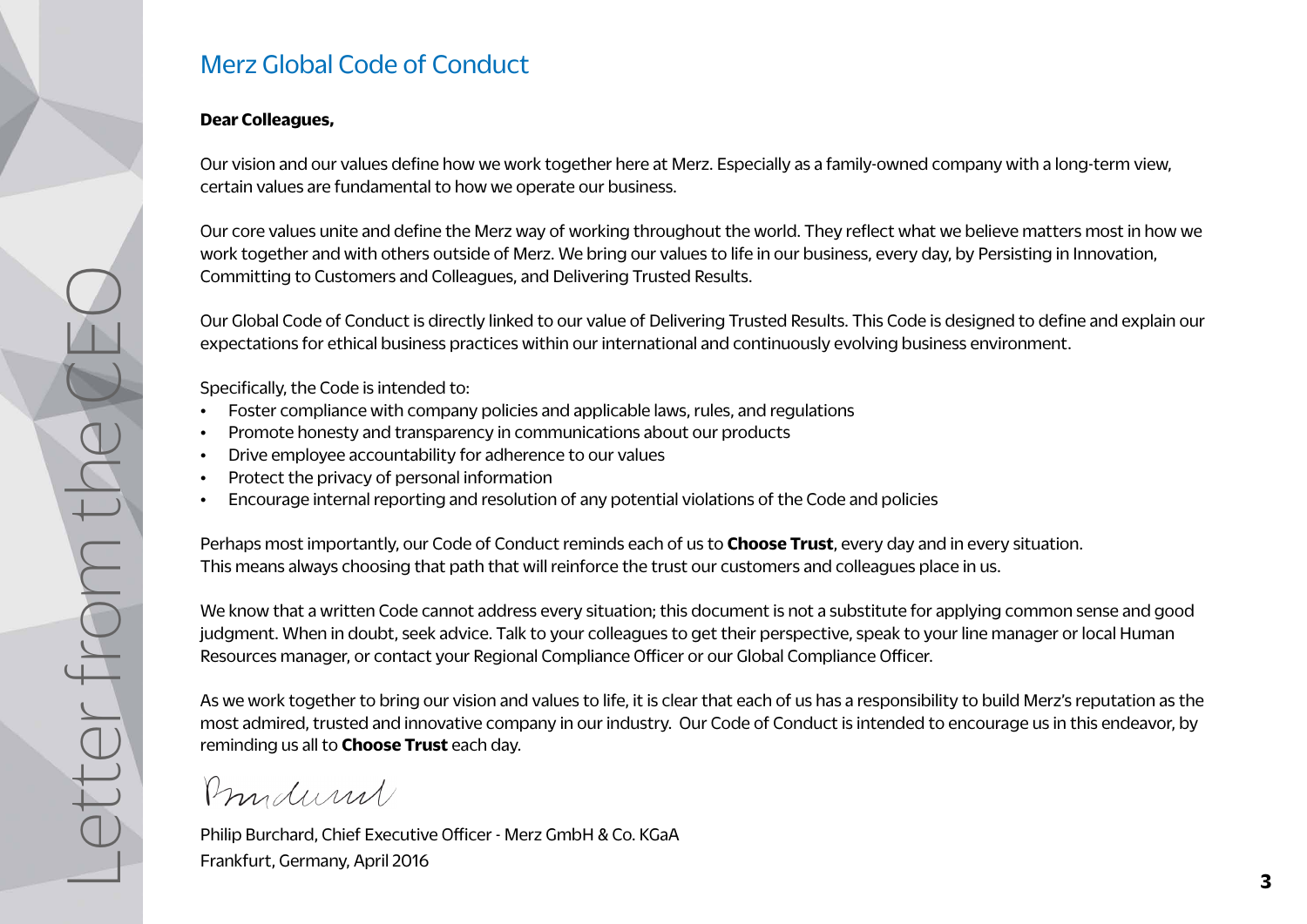# Letter from the CEO

## Merz Global Code of Conduct

**Dear Colleagues,**

Our vision and our values define how we work together here at Merz. Especially as a family-owned company with a long-term view, certain values are fundamental to how we operate our business.

Our core values unite and define the Merz way of working throughout the world. They reflect what we believe matters most in how we work together and with others outside of Merz. We bring our values to life in our business, every day, by Persisting in Innovation, Committing to Customers and Colleagues, and Delivering Trusted Results.

Our Global Code of Conduct is directly linked to our value of Delivering Trusted Results. This Code is designed to define and explain our expectations for ethical business practices within our international and continuously evolving business environment.

Specifically, the Code is intended to:

- Foster compliance with company policies and applicable laws, rules, and regulations
- Promote honesty and transparency in communications about our products
- Drive employee accountability for adherence to our values
- Protect the privacy of personal information
- Encourage internal reporting and resolution of any potential violations of the Code and policies

Perhaps most importantly, our Code of Conduct reminds each of us to **Choose Trust**, every day and in every situation. This means always choosing that path that will reinforce the trust our customers and colleagues place in us.

We know that a written Code cannot address every situation; this document is not a substitute for applying common sense and good judgment. When in doubt, seek advice. Talk to your colleagues to get their perspective, speak to your line manager or local Human Resources manager, or contact your Regional Compliance Officer or our Global Compliance Officer.

As we work together to bring our vision and values to life, it is clear that each of us has a responsibility to build Merz's reputation as the most admired, trusted and innovative company in our industry. Our Code of Conduct is intended to encourage us in this endeavor, by reminding us all to **Choose Trust** each day.

Philip Burchard, Chief Executive Officer - Merz GmbH & Co. KGaA
Frankfurt, Germany, April 2016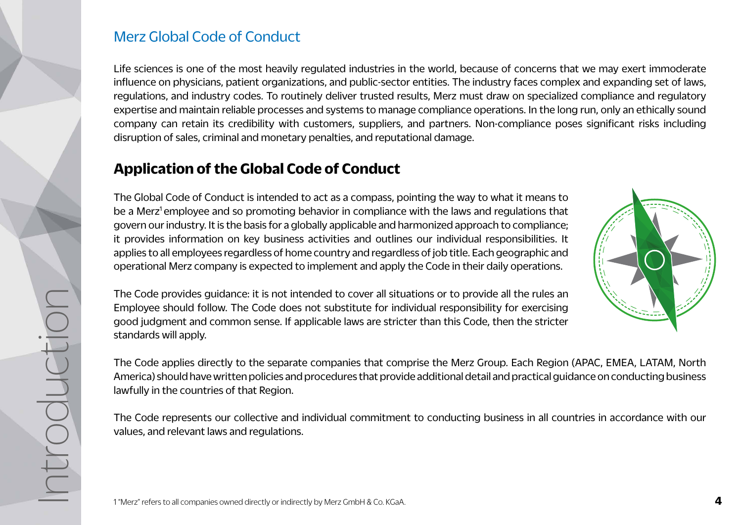# Merz Global Code of Conduct

Life sciences is one of the most heavily regulated industries in the world, because of concerns that we may exert immoderate influence on physicians, patient organizations, and public-sector entities. The industry faces complex and expanding set of laws, regulations, and industry codes. To routinely deliver trusted results, Merz must draw on specialized compliance and regulatory expertise and maintain reliable processes and systems to manage compliance operations. In the long run, only an ethically sound company can retain its credibility with customers, suppliers, and partners. Non-compliance poses significant risks including disruption of sales, criminal and monetary penalties, and reputational damage.

## Application of the Global Code of Conduct

The Global Code of Conduct is intended to act as a compass, pointing the way to what it means to be a Merz[1] employee and so promoting behavior in compliance with the laws and regulations that govern our industry. It is the basis for a globally applicable and harmonized approach to compliance; it provides information on key business activities and outlines our individual responsibilities. It applies to all employees regardless of home country and regardless of job title. Each geographic and operational Merz company is expected to implement and apply the Code in their daily operations.

The Code provides guidance: it is not intended to cover all situations or to provide all the rules an Employee should follow. The Code does not substitute for individual responsibility for exercising good judgment and common sense. If applicable laws are stricter than this Code, then the stricter standards will apply.

The Code applies directly to the separate companies that comprise the Merz Group. Each Region (APAC, EMEA, LATAM, North America) should have written policies and procedures that provide additional detail and practical guidance on conducting business lawfully in the countries of that Region.

The Code represents our collective and individual commitment to conducting business in all countries in accordance with our values, and relevant laws and regulations.

1 "Merz" refers to all companies owned directly or indirectly by Merz GmbH & Co. KGaA.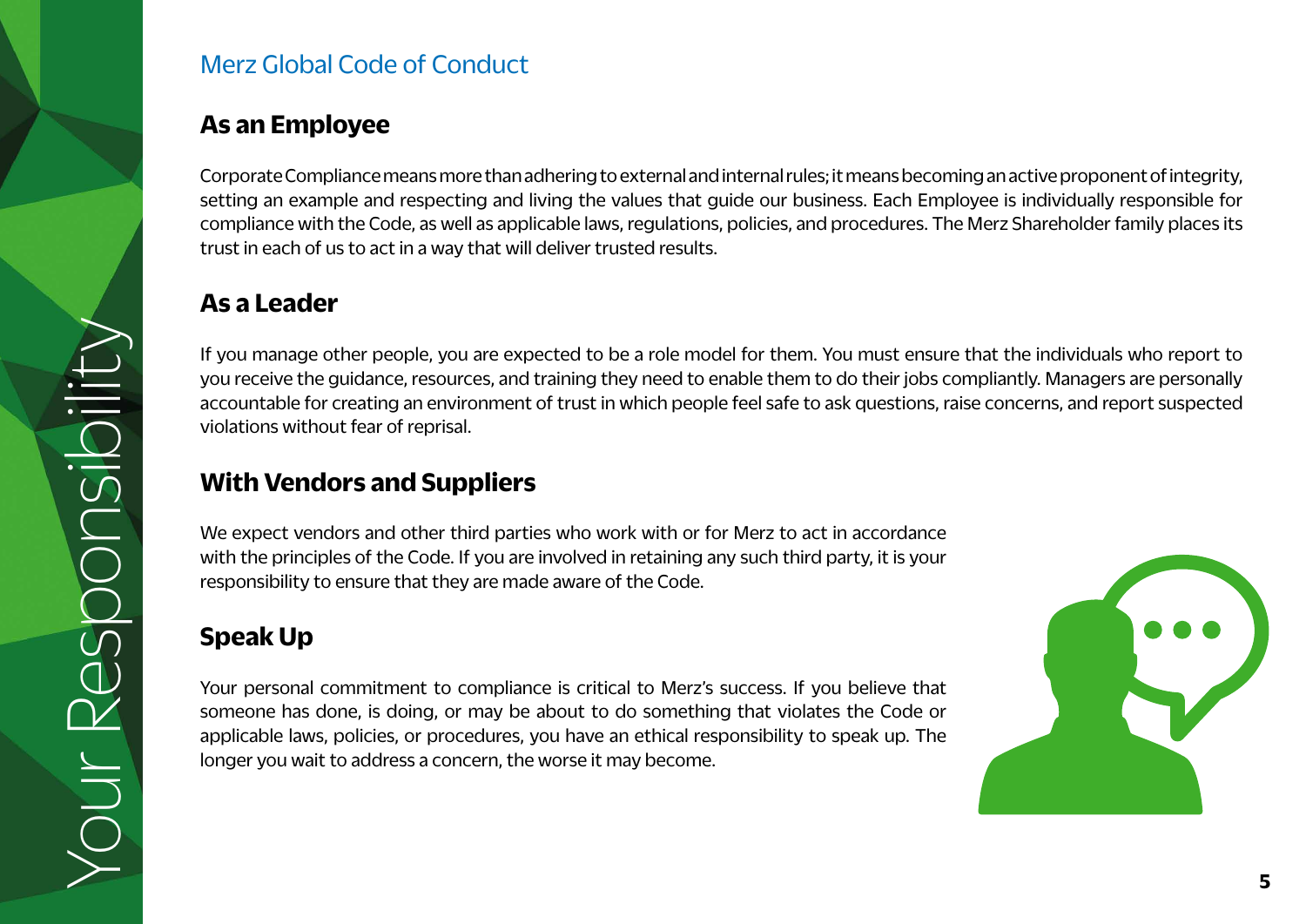# Your Responsibility

## As an Employee

Corporate Compliance means more than adhering to external and internal rules; it means becoming an active proponent of integrity, setting an example and respecting and living the values that guide our business. Each Employee is individually responsible for compliance with the Code, as well as applicable laws, regulations, policies, and procedures. The Merz Shareholder family places its trust in each of us to act in a way that will deliver trusted results.

## As a Leader

If you manage other people, you are expected to be a role model for them. You must ensure that the individuals who report to you receive the guidance, resources, and training they need to enable them to do their jobs compliantly. Managers are personally accountable for creating an environment of trust in which people feel safe to ask questions, raise concerns, and report suspected violations without fear of reprisal.

## With Vendors and Suppliers

We expect vendors and other third parties who work with or for Merz to act in accordance with the principles of the Code. If you are involved in retaining any such third party, it is your responsibility to ensure that they are made aware of the Code.

## Speak Up

Your personal commitment to compliance is critical to Merz's success. If you believe that someone has done, is doing, or may be about to do something that violates the Code or applicable laws, policies, or procedures, you have an ethical responsibility to speak up. The longer you wait to address a concern, the worse it may become.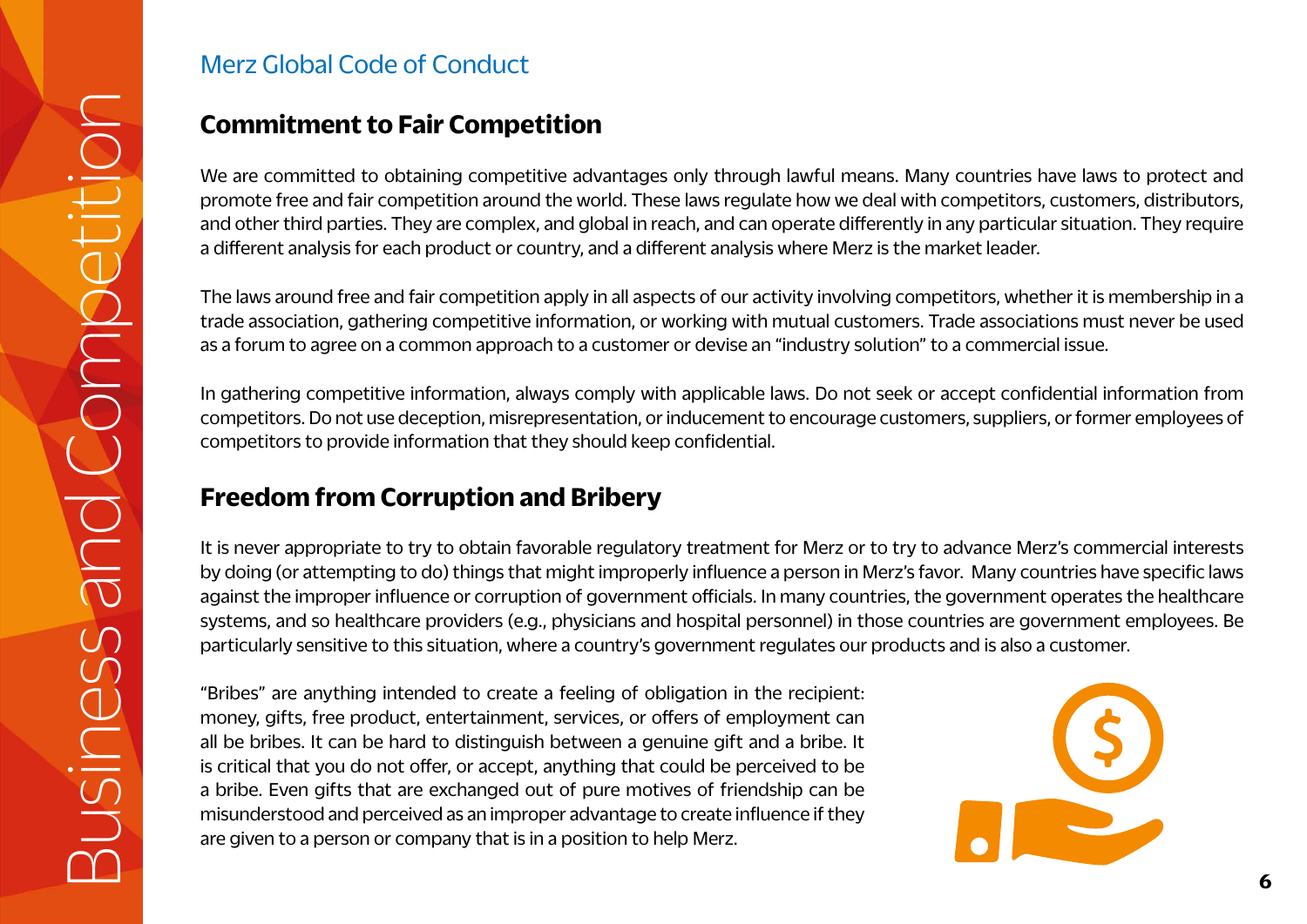## Commitment to Fair Competition

We are committed to obtaining competitive advantages only through lawful means. Many countries have laws to protect and promote free and fair competition around the world. These laws regulate how we deal with competitors, customers, distributors, and other third parties. They are complex, and global in reach, and can operate differently in any particular situation. They require a different analysis for each product or country, and a different analysis where Merz is the market leader.

The laws around free and fair competition apply in all aspects of our activity involving competitors, whether it is membership in a trade association, gathering competitive information, or working with mutual customers. Trade associations must never be used as a forum to agree on a common approach to a customer or devise an "industry solution" to a commercial issue.

In gathering competitive information, always comply with applicable laws. Do not seek or accept confidential information from competitors. Do not use deception, misrepresentation, or inducement to encourage customers, suppliers, or former employees of competitors to provide information that they should keep confidential.

## Freedom from Corruption and Bribery

It is never appropriate to try to obtain favorable regulatory treatment for Merz or to try to advance Merz's commercial interests by doing (or attempting to do) things that might improperly influence a person in Merz's favor. Many countries have specific laws against the improper influence or corruption of government officials. In many countries, the government operates the healthcare systems, and so healthcare providers (e.g., physicians and hospital personnel) in those countries are government employees. Be particularly sensitive to this situation, where a country's government regulates our products and is also a customer.

"Bribes" are anything intended to create a feeling of obligation in the recipient: money, gifts, free product, entertainment, services, or offers of employment can all be bribes. It can be hard to distinguish between a genuine gift and a bribe. It is critical that you do not offer, or accept, anything that could be perceived to be a bribe. Even gifts that are exchanged out of pure motives of friendship can be misunderstood and perceived as an improper advantage to create influence if they are given to a person or company that is in a position to help Merz.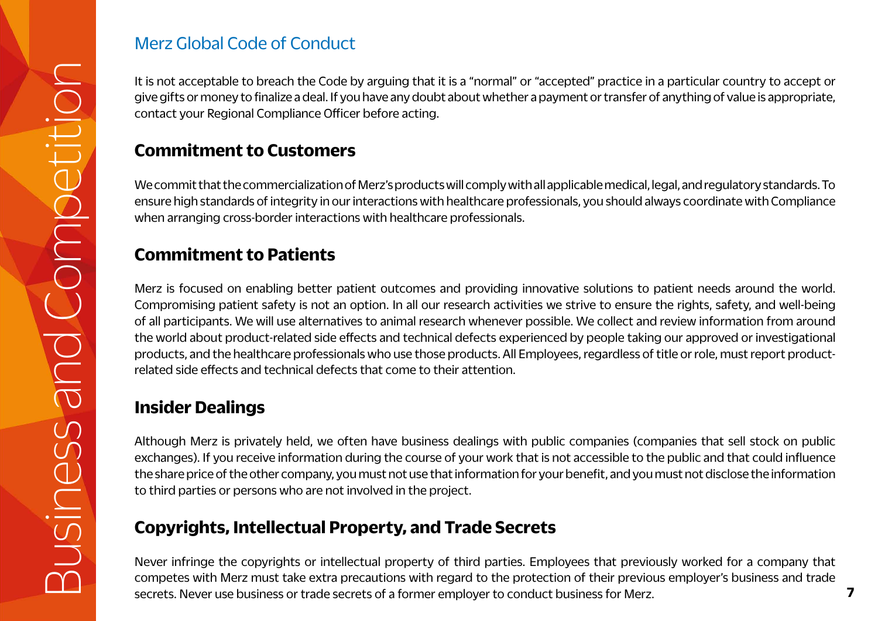It is not acceptable to breach the Code by arguing that it is a "normal" or "accepted" practice in a particular country to accept or give gifts or money to finalize a deal. If you have any doubt about whether a payment or transfer of anything of value is appropriate, contact your Regional Compliance Officer before acting.

## Commitment to Customers

We commit that the commercialization of Merz's products will comply with all applicable medical, legal, and regulatory standards. To ensure high standards of integrity in our interactions with healthcare professionals, you should always coordinate with Compliance when arranging cross-border interactions with healthcare professionals.

## Commitment to Patients

Merz is focused on enabling better patient outcomes and providing innovative solutions to patient needs around the world. Compromising patient safety is not an option. In all our research activities we strive to ensure the rights, safety, and well-being of all participants. We will use alternatives to animal research whenever possible. We collect and review information from around the world about product-related side effects and technical defects experienced by people taking our approved or investigational products, and the healthcare professionals who use those products. All Employees, regardless of title or role, must report product-related side effects and technical defects that come to their attention.

## Insider Dealings

Although Merz is privately held, we often have business dealings with public companies (companies that sell stock on public exchanges). If you receive information during the course of your work that is not accessible to the public and that could influence the share price of the other company, you must not use that information for your benefit, and you must not disclose the information to third parties or persons who are not involved in the project.

## Copyrights, Intellectual Property, and Trade Secrets

Never infringe the copyrights or intellectual property of third parties. Employees that previously worked for a company that competes with Merz must take extra precautions with regard to the protection of their previous employer's business and trade secrets. Never use business or trade secrets of a former employer to conduct business for Merz.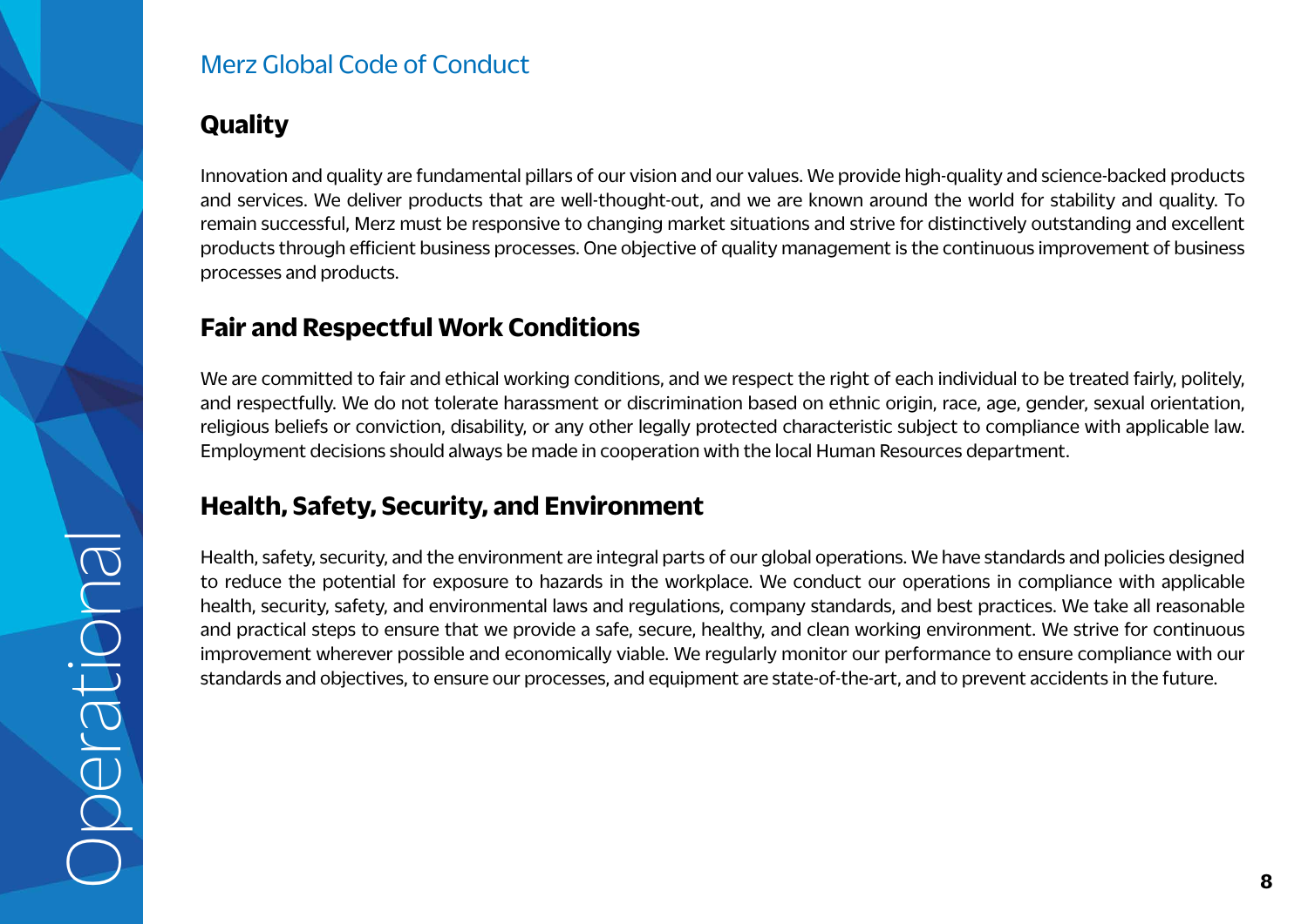## Quality

Innovation and quality are fundamental pillars of our vision and our values. We provide high-quality and science-backed products and services. We deliver products that are well-thought-out, and we are known around the world for stability and quality. To remain successful, Merz must be responsive to changing market situations and strive for distinctively outstanding and excellent products through efficient business processes. One objective of quality management is the continuous improvement of business processes and products.

## Fair and Respectful Work Conditions

We are committed to fair and ethical working conditions, and we respect the right of each individual to be treated fairly, politely, and respectfully. We do not tolerate harassment or discrimination based on ethnic origin, race, age, gender, sexual orientation, religious beliefs or conviction, disability, or any other legally protected characteristic subject to compliance with applicable law. Employment decisions should always be made in cooperation with the local Human Resources department.

## Health, Safety, Security, and Environment

Health, safety, security, and the environment are integral parts of our global operations. We have standards and policies designed to reduce the potential for exposure to hazards in the workplace. We conduct our operations in compliance with applicable health, security, safety, and environmental laws and regulations, company standards, and best practices. We take all reasonable and practical steps to ensure that we provide a safe, secure, healthy, and clean working environment. We strive for continuous improvement wherever possible and economically viable. We regularly monitor our performance to ensure compliance with our standards and objectives, to ensure our processes, and equipment are state-of-the-art, and to prevent accidents in the future.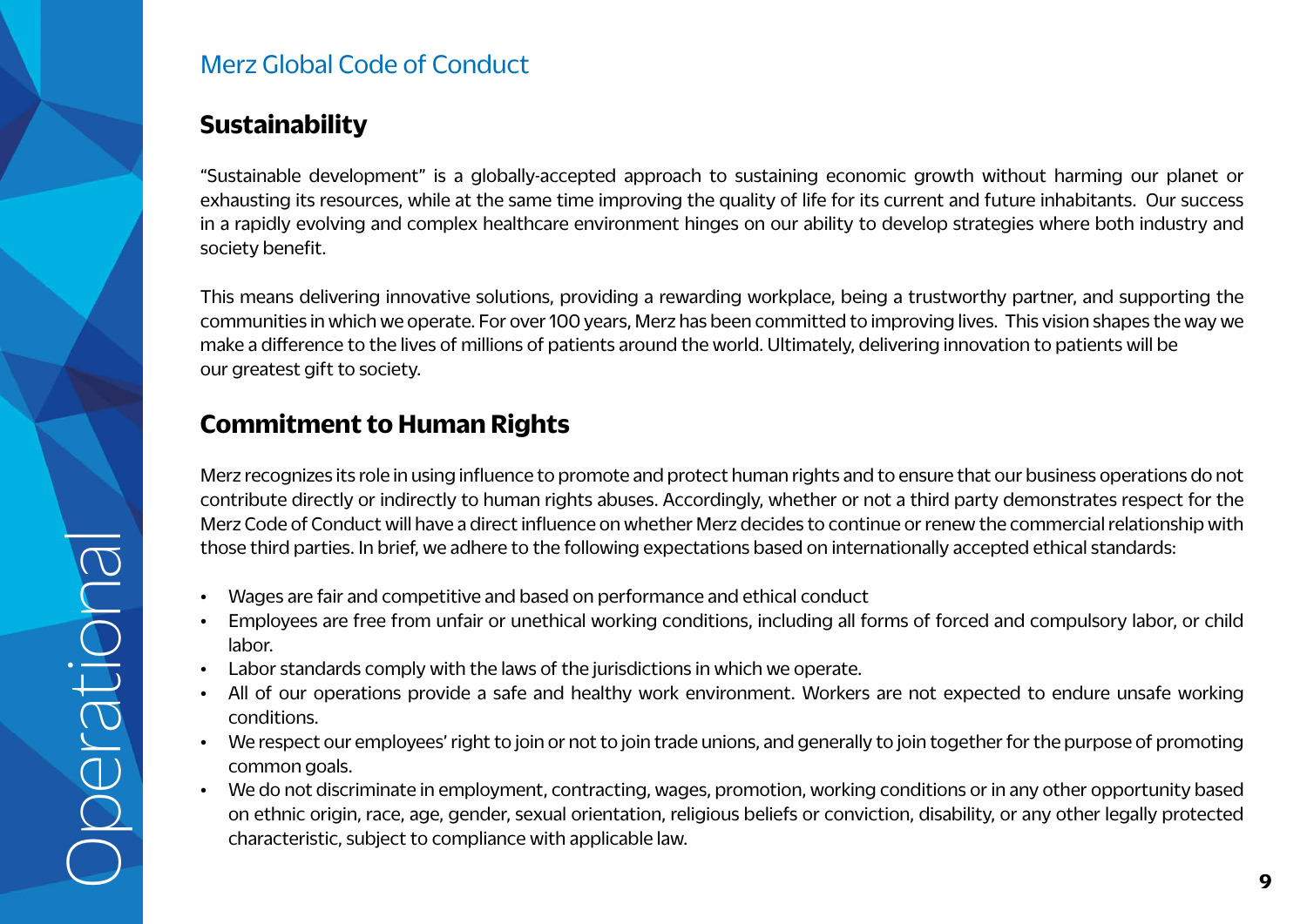## Sustainability

"Sustainable development" is a globally-accepted approach to sustaining economic growth without harming our planet or exhausting its resources, while at the same time improving the quality of life for its current and future inhabitants. Our success in a rapidly evolving and complex healthcare environment hinges on our ability to develop strategies where both industry and society benefit.

This means delivering innovative solutions, providing a rewarding workplace, being a trustworthy partner, and supporting the communities in which we operate. For over 100 years, Merz has been committed to improving lives. This vision shapes the way we make a difference to the lives of millions of patients around the world. Ultimately, delivering innovation to patients will be our greatest gift to society.

## Commitment to Human Rights

Merz recognizes its role in using influence to promote and protect human rights and to ensure that our business operations do not contribute directly or indirectly to human rights abuses. Accordingly, whether or not a third party demonstrates respect for the Merz Code of Conduct will have a direct influence on whether Merz decides to continue or renew the commercial relationship with those third parties. In brief, we adhere to the following expectations based on internationally accepted ethical standards:

- Wages are fair and competitive and based on performance and ethical conduct
- Employees are free from unfair or unethical working conditions, including all forms of forced and compulsory labor, or child labor.
- Labor standards comply with the laws of the jurisdictions in which we operate.
- All of our operations provide a safe and healthy work environment. Workers are not expected to endure unsafe working conditions.
- We respect our employees' right to join or not to join trade unions, and generally to join together for the purpose of promoting common goals.
- We do not discriminate in employment, contracting, wages, promotion, working conditions or in any other opportunity based on ethnic origin, race, age, gender, sexual orientation, religious beliefs or conviction, disability, or any other legally protected characteristic, subject to compliance with applicable law.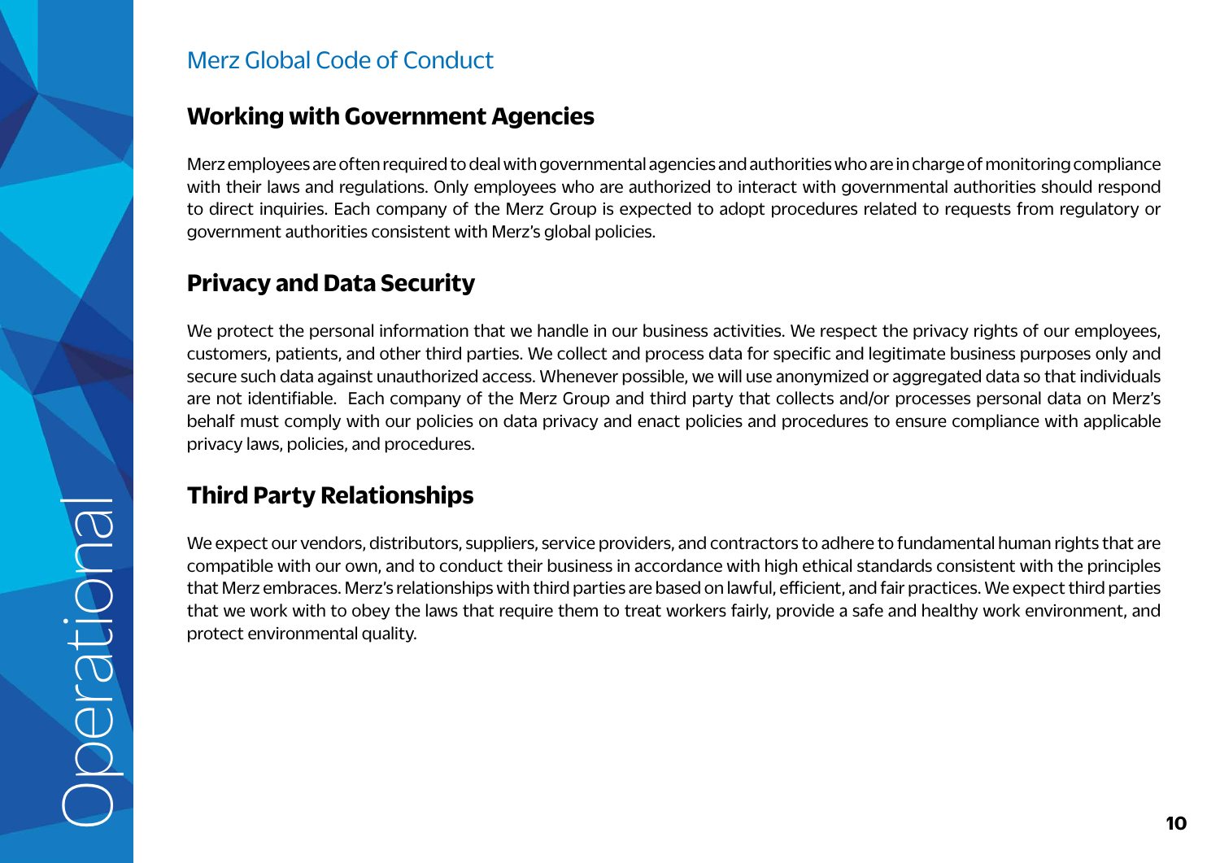## Working with Government Agencies

Merz employees are often required to deal with governmental agencies and authorities who are in charge of monitoring compliance with their laws and regulations. Only employees who are authorized to interact with governmental authorities should respond to direct inquiries. Each company of the Merz Group is expected to adopt procedures related to requests from regulatory or government authorities consistent with Merz's global policies.

## Privacy and Data Security

We protect the personal information that we handle in our business activities. We respect the privacy rights of our employees, customers, patients, and other third parties. We collect and process data for specific and legitimate business purposes only and secure such data against unauthorized access. Whenever possible, we will use anonymized or aggregated data so that individuals are not identifiable. Each company of the Merz Group and third party that collects and/or processes personal data on Merz's behalf must comply with our policies on data privacy and enact policies and procedures to ensure compliance with applicable privacy laws, policies, and procedures.

## Third Party Relationships

We expect our vendors, distributors, suppliers, service providers, and contractors to adhere to fundamental human rights that are compatible with our own, and to conduct their business in accordance with high ethical standards consistent with the principles that Merz embraces. Merz's relationships with third parties are based on lawful, efficient, and fair practices. We expect third parties that we work with to obey the laws that require them to treat workers fairly, provide a safe and healthy work environment, and protect environmental quality.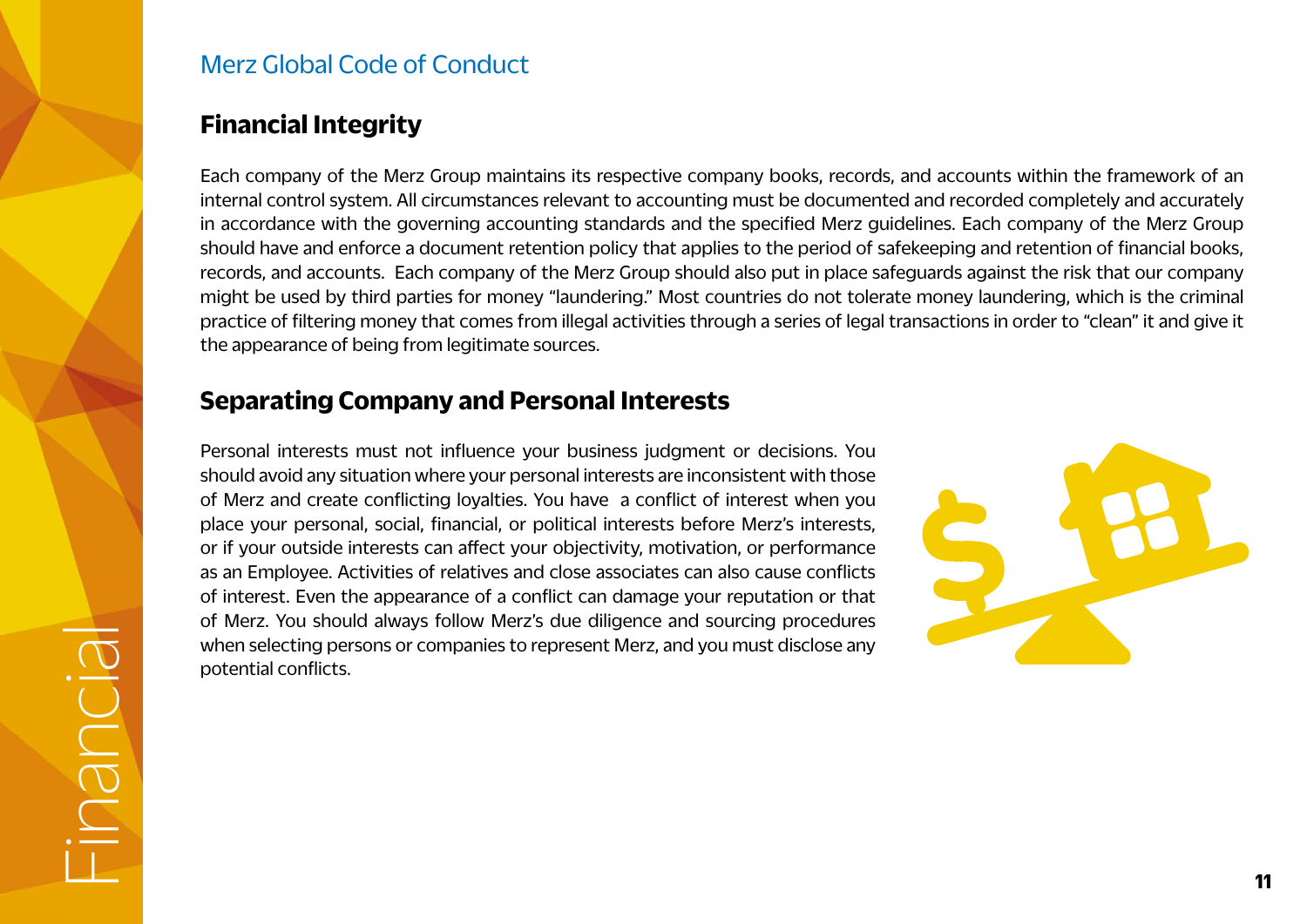## Financial Integrity

Each company of the Merz Group maintains its respective company books, records, and accounts within the framework of an internal control system. All circumstances relevant to accounting must be documented and recorded completely and accurately in accordance with the governing accounting standards and the specified Merz guidelines. Each company of the Merz Group should have and enforce a document retention policy that applies to the period of safekeeping and retention of financial books, records, and accounts. Each company of the Merz Group should also put in place safeguards against the risk that our company might be used by third parties for money "laundering." Most countries do not tolerate money laundering, which is the criminal practice of filtering money that comes from illegal activities through a series of legal transactions in order to "clean" it and give it the appearance of being from legitimate sources.

## Separating Company and Personal Interests

Personal interests must not influence your business judgment or decisions. You should avoid any situation where your personal interests are inconsistent with those of Merz and create conflicting loyalties. You have a conflict of interest when you place your personal, social, financial, or political interests before Merz's interests, or if your outside interests can affect your objectivity, motivation, or performance as an Employee. Activities of relatives and close associates can also cause conflicts of interest. Even the appearance of a conflict can damage your reputation or that of Merz. You should always follow Merz's due diligence and sourcing procedures when selecting persons or companies to represent Merz, and you must disclose any potential conflicts.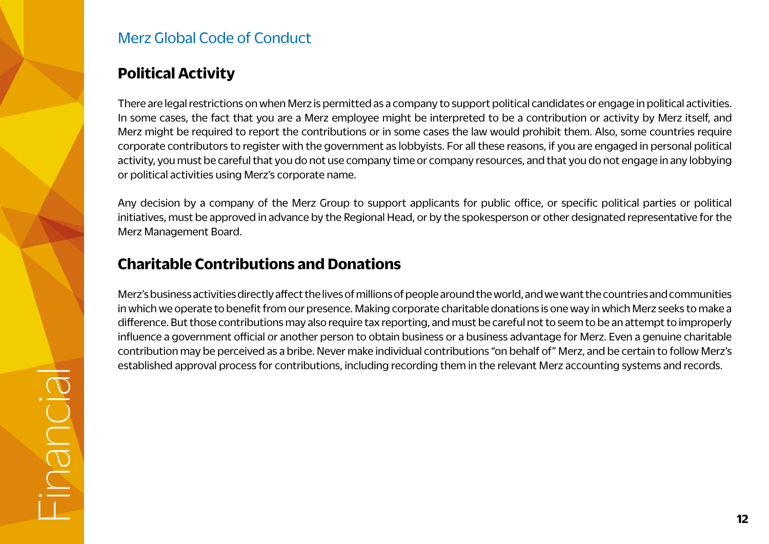## Political Activity

There are legal restrictions on when Merz is permitted as a company to support political candidates or engage in political activities. In some cases, the fact that you are a Merz employee might be interpreted to be a contribution or activity by Merz itself, and Merz might be required to report the contributions or in some cases the law would prohibit them. Also, some countries require corporate contributors to register with the government as lobbyists. For all these reasons, if you are engaged in personal political activity, you must be careful that you do not use company time or company resources, and that you do not engage in any lobbying or political activities using Merz's corporate name.

Any decision by a company of the Merz Group to support applicants for public office, or specific political parties or political initiatives, must be approved in advance by the Regional Head, or by the spokesperson or other designated representative for the Merz Management Board.

## Charitable Contributions and Donations

Merz's business activities directly affect the lives of millions of people around the world, and we want the countries and communities in which we operate to benefit from our presence. Making corporate charitable donations is one way in which Merz seeks to make a difference. But those contributions may also require tax reporting, and must be careful not to seem to be an attempt to improperly influence a government official or another person to obtain business or a business advantage for Merz. Even a genuine charitable contribution may be perceived as a bribe. Never make individual contributions "on behalf of" Merz, and be certain to follow Merz's established approval process for contributions, including recording them in the relevant Merz accounting systems and records.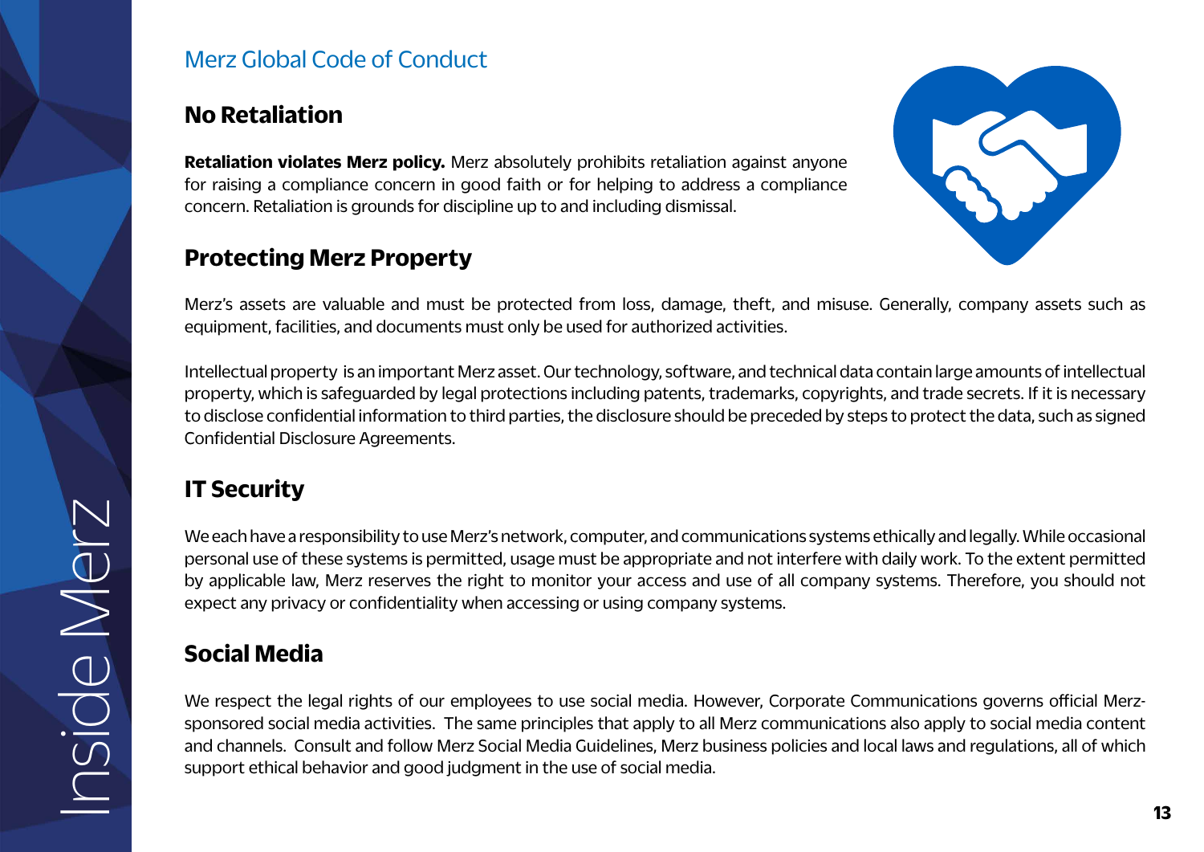## No Retaliation

**Retaliation violates Merz policy.** Merz absolutely prohibits retaliation against anyone for raising a compliance concern in good faith or for helping to address a compliance concern. Retaliation is grounds for discipline up to and including dismissal.

## Protecting Merz Property

Merz's assets are valuable and must be protected from loss, damage, theft, and misuse. Generally, company assets such as equipment, facilities, and documents must only be used for authorized activities.

Intellectual property is an important Merz asset. Our technology, software, and technical data contain large amounts of intellectual property, which is safeguarded by legal protections including patents, trademarks, copyrights, and trade secrets. If it is necessary to disclose confidential information to third parties, the disclosure should be preceded by steps to protect the data, such as signed Confidential Disclosure Agreements.

## IT Security

We each have a responsibility to use Merz's network, computer, and communications systems ethically and legally. While occasional personal use of these systems is permitted, usage must be appropriate and not interfere with daily work. To the extent permitted by applicable law, Merz reserves the right to monitor your access and use of all company systems. Therefore, you should not expect any privacy or confidentiality when accessing or using company systems.

## Social Media

We respect the legal rights of our employees to use social media. However, Corporate Communications governs official Merz-sponsored social media activities. The same principles that apply to all Merz communications also apply to social media content and channels. Consult and follow Merz Social Media Guidelines, Merz business policies and local laws and regulations, all of which support ethical behavior and good judgment in the use of social media.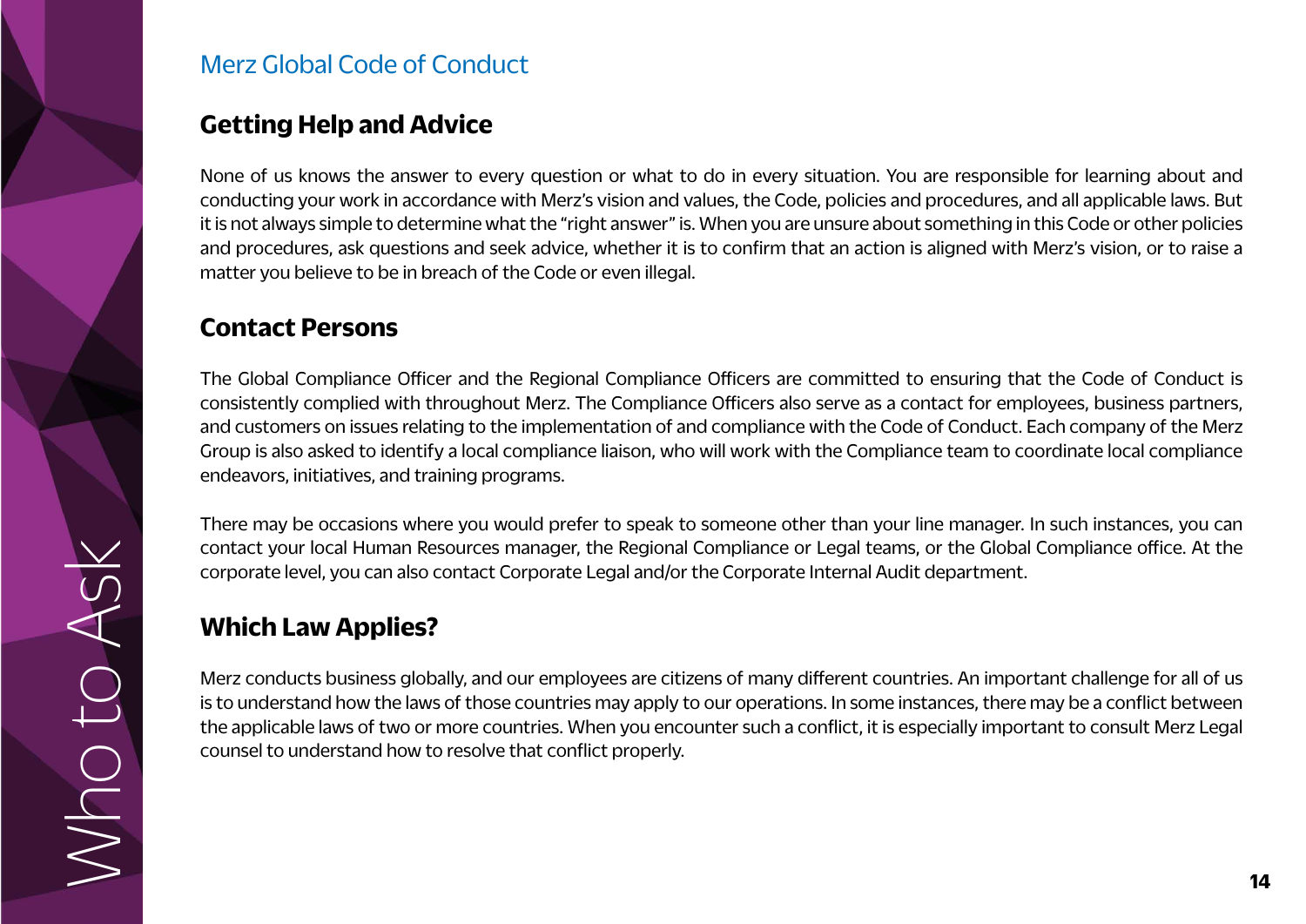Merz Global Code of Conduct

# Who to Ask

## Getting Help and Advice

None of us knows the answer to every question or what to do in every situation. You are responsible for learning about and conducting your work in accordance with Merz's vision and values, the Code, policies and procedures, and all applicable laws. But it is not always simple to determine what the "right answer" is. When you are unsure about something in this Code or other policies and procedures, ask questions and seek advice, whether it is to confirm that an action is aligned with Merz's vision, or to raise a matter you believe to be in breach of the Code or even illegal.

## Contact Persons

The Global Compliance Officer and the Regional Compliance Officers are committed to ensuring that the Code of Conduct is consistently complied with throughout Merz. The Compliance Officers also serve as a contact for employees, business partners, and customers on issues relating to the implementation of and compliance with the Code of Conduct. Each company of the Merz Group is also asked to identify a local compliance liaison, who will work with the Compliance team to coordinate local compliance endeavors, initiatives, and training programs.

There may be occasions where you would prefer to speak to someone other than your line manager. In such instances, you can contact your local Human Resources manager, the Regional Compliance or Legal teams, or the Global Compliance office. At the corporate level, you can also contact Corporate Legal and/or the Corporate Internal Audit department.

## Which Law Applies?

Merz conducts business globally, and our employees are citizens of many different countries. An important challenge for all of us is to understand how the laws of those countries may apply to our operations. In some instances, there may be a conflict between the applicable laws of two or more countries. When you encounter such a conflict, it is especially important to consult Merz Legal counsel to understand how to resolve that conflict properly.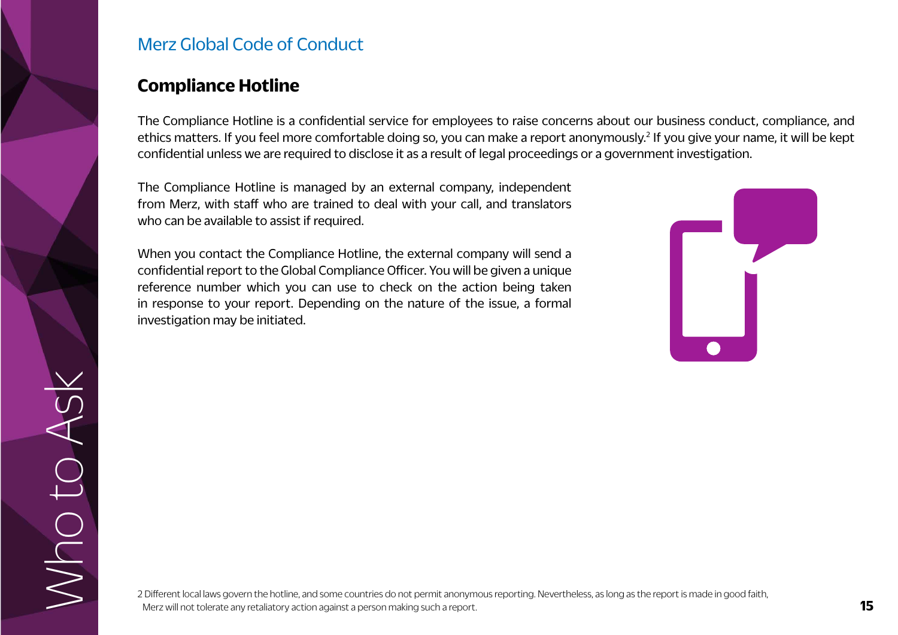## Compliance Hotline

The Compliance Hotline is a confidential service for employees to raise concerns about our business conduct, compliance, and ethics matters. If you feel more comfortable doing so, you can make a report anonymously.[2] If you give your name, it will be kept confidential unless we are required to disclose it as a result of legal proceedings or a government investigation.

The Compliance Hotline is managed by an external company, independent from Merz, with staff who are trained to deal with your call, and translators who can be available to assist if required.

When you contact the Compliance Hotline, the external company will send a confidential report to the Global Compliance Officer. You will be given a unique reference number which you can use to check on the action being taken in response to your report. Depending on the nature of the issue, a formal investigation may be initiated.

2 Different local laws govern the hotline, and some countries do not permit anonymous reporting. Nevertheless, as long as the report is made in good faith, Merz will not tolerate any retaliatory action against a person making such a report.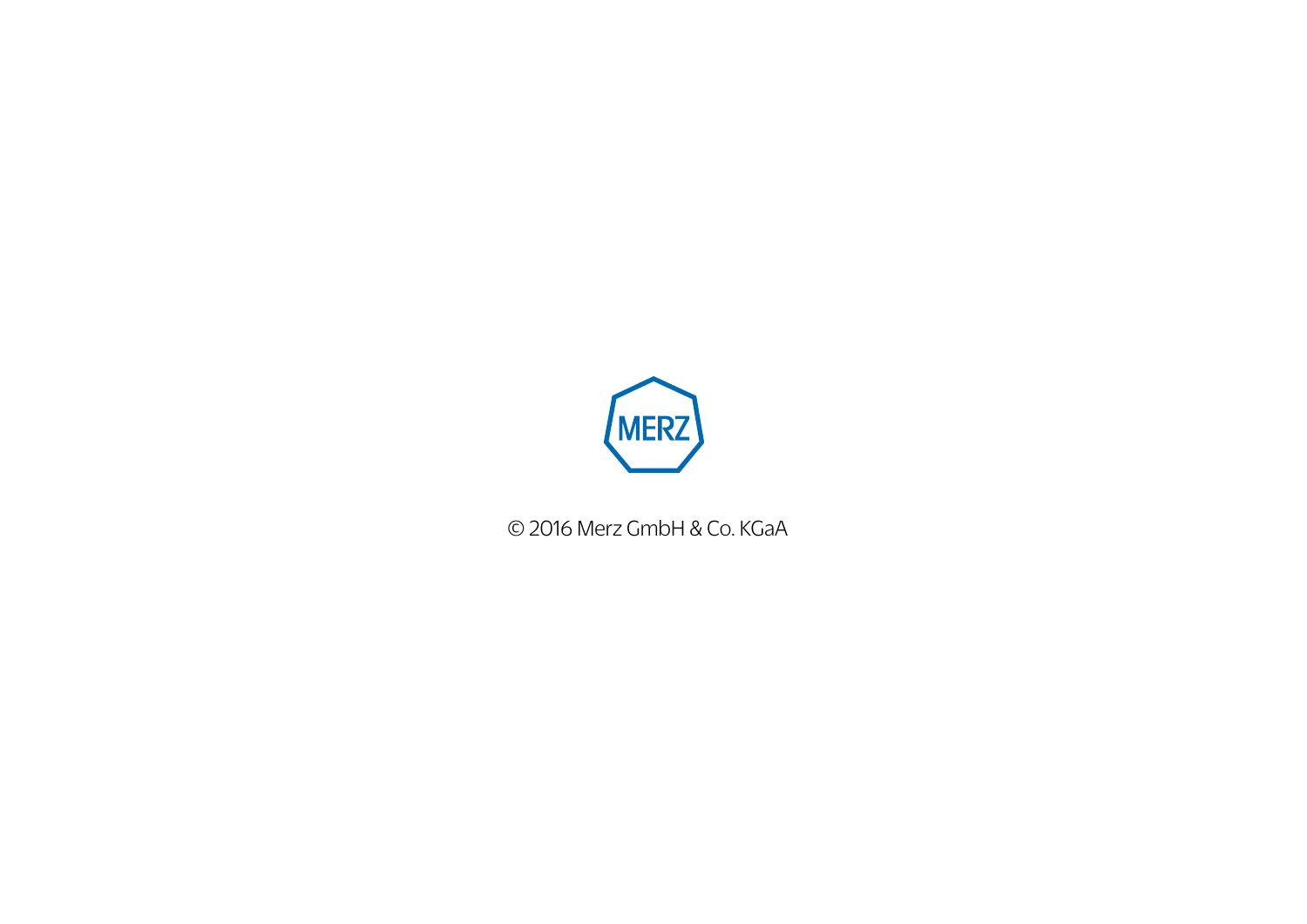MERZ

© 2016 Merz GmbH & Co. KGaA